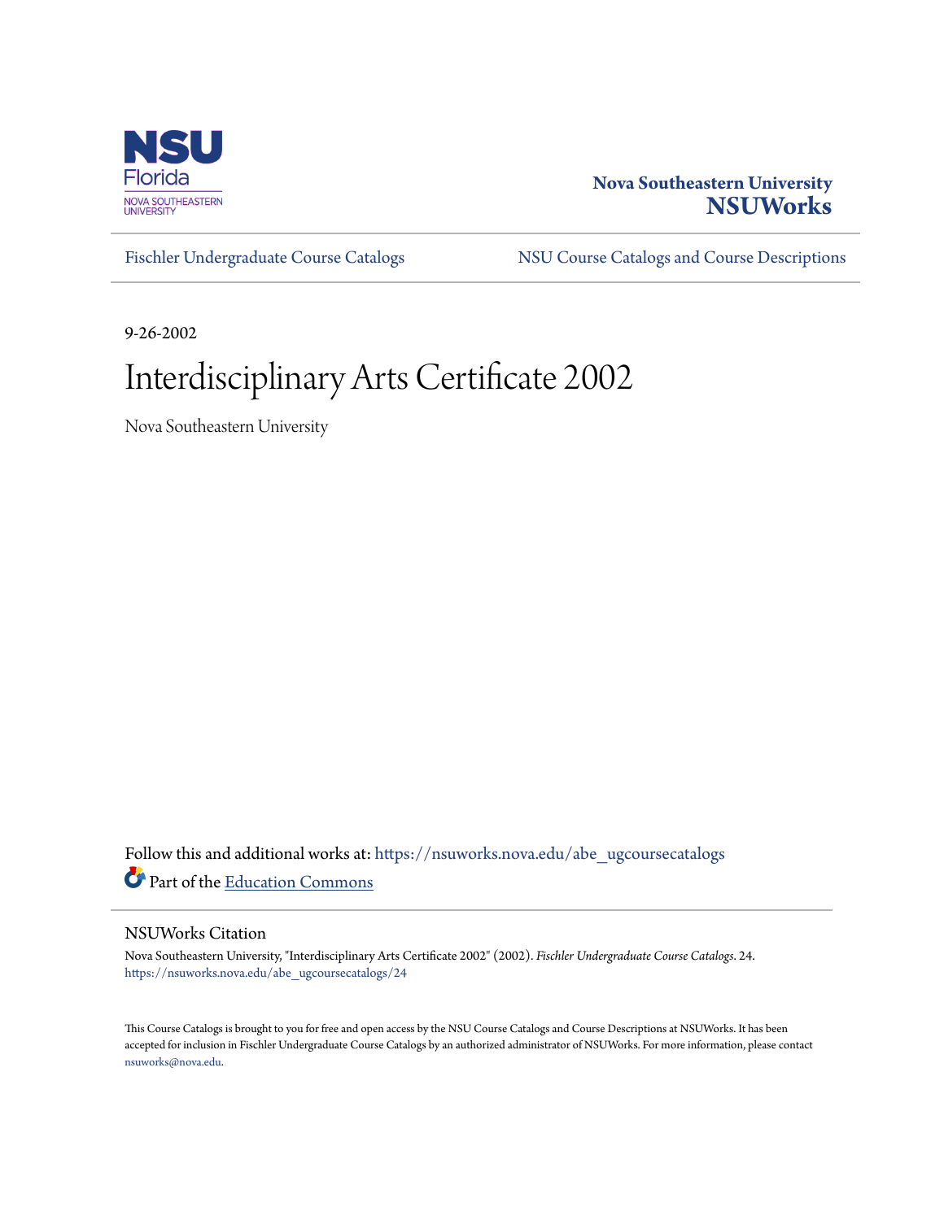NSU Florida
NOVA SOUTHEASTERN UNIVERSITY

**Nova Southeastern University**
**NSUWorks**

Fischler Undergraduate Course Catalogs | NSU Course Catalogs and Course Descriptions

9-26-2002

# Interdisciplinary Arts Certificate 2002

Nova Southeastern University

Follow this and additional works at: https://nsuworks.nova.edu/abe_ugcoursecatalogs

Part of the Education Commons

## NSUWorks Citation

Nova Southeastern University, "Interdisciplinary Arts Certificate 2002" (2002). *Fischler Undergraduate Course Catalogs*. 24.
https://nsuworks.nova.edu/abe_ugcoursecatalogs/24

This Course Catalogs is brought to you for free and open access by the NSU Course Catalogs and Course Descriptions at NSUWorks. It has been accepted for inclusion in Fischler Undergraduate Course Catalogs by an authorized administrator of NSUWorks. For more information, please contact nsuworks@nova.edu.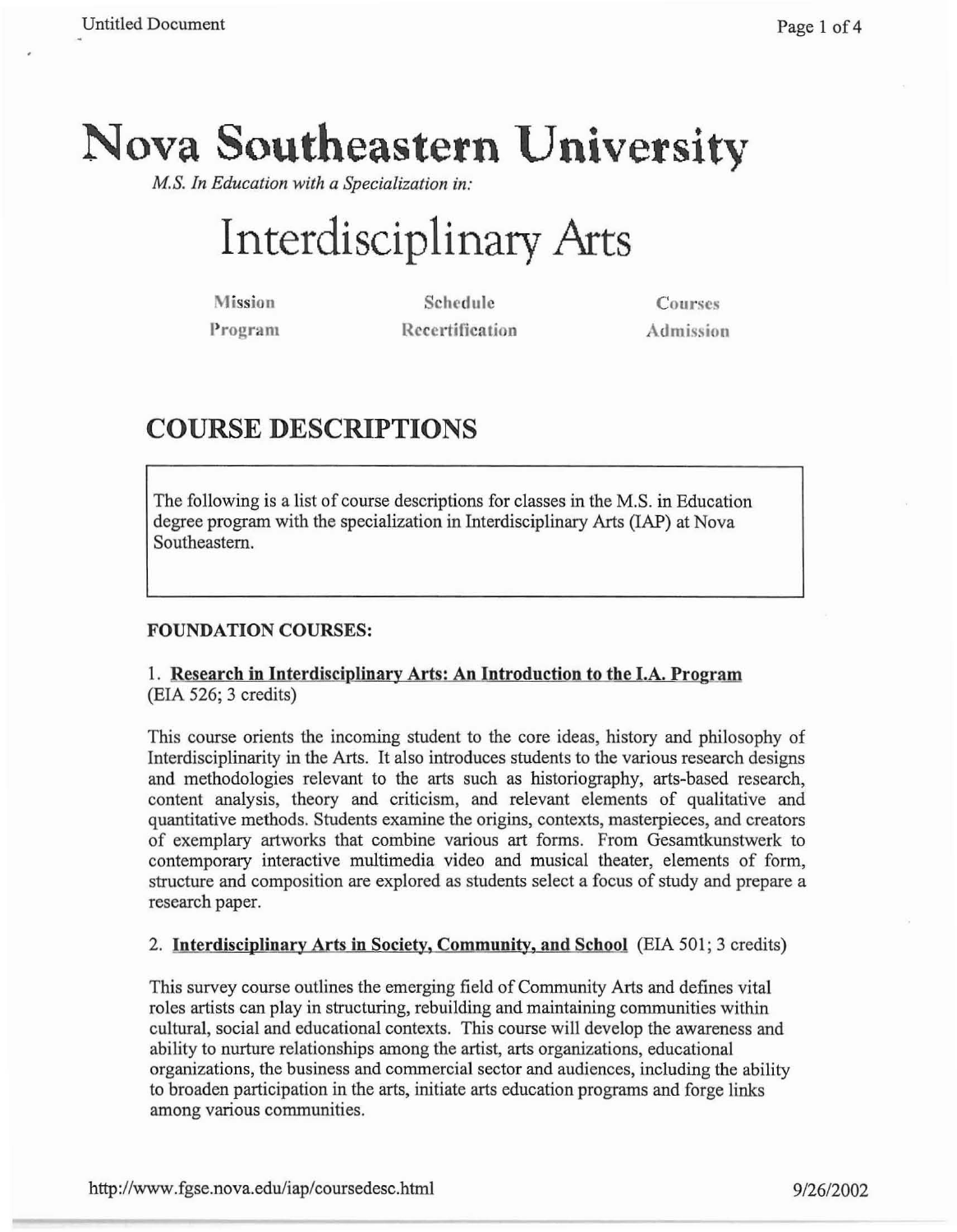# Nova Southeastern University

*M.S. In Education with a Specialization in:*

# Interdisciplinary Arts

| Mission | Schedule | Courses |
|---|---|---|
| Program | Recertification | Admission |

## COURSE DESCRIPTIONS

The following is a list of course descriptions for classes in the M.S. in Education degree program with the specialization in Interdisciplinary Arts (IAP) at Nova Southeastern.

**FOUNDATION COURSES:**

1. **Research in Interdisciplinary Arts: An Introduction to the I.A. Program** (EIA 526; 3 credits)

This course orients the incoming student to the core ideas, history and philosophy of Interdisciplinarity in the Arts. It also introduces students to the various research designs and methodologies relevant to the arts such as historiography, arts-based research, content analysis, theory and criticism, and relevant elements of qualitative and quantitative methods. Students examine the origins, contexts, masterpieces, and creators of exemplary artworks that combine various art forms. From Gesamtkunstwerk to contemporary interactive multimedia video and musical theater, elements of form, structure and composition are explored as students select a focus of study and prepare a research paper.

2. **Interdisciplinary Arts in Society, Community, and School** (EIA 501; 3 credits)

This survey course outlines the emerging field of Community Arts and defines vital roles artists can play in structuring, rebuilding and maintaining communities within cultural, social and educational contexts. This course will develop the awareness and ability to nurture relationships among the artist, arts organizations, educational organizations, the business and commercial sector and audiences, including the ability to broaden participation in the arts, initiate arts education programs and forge links among various communities.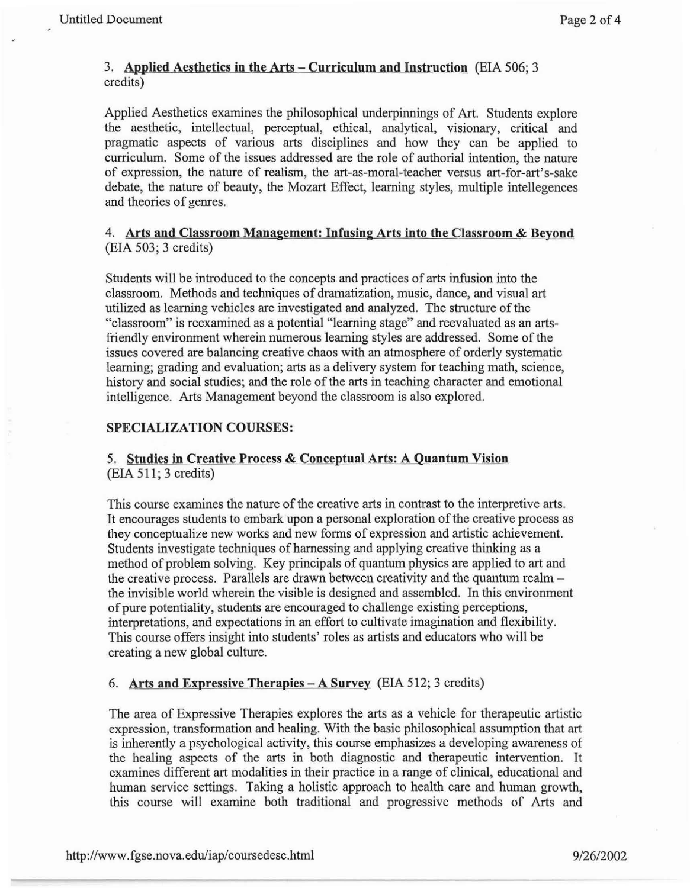3. **Applied Aesthetics in the Arts – Curriculum and Instruction** (EIA 506; 3 credits)

Applied Aesthetics examines the philosophical underpinnings of Art. Students explore the aesthetic, intellectual, perceptual, ethical, analytical, visionary, critical and pragmatic aspects of various arts disciplines and how they can be applied to curriculum. Some of the issues addressed are the role of authorial intention, the nature of expression, the nature of realism, the art-as-moral-teacher versus art-for-art's-sake debate, the nature of beauty, the Mozart Effect, learning styles, multiple intellegences and theories of genres.

4. **Arts and Classroom Management: Infusing Arts into the Classroom & Beyond** (EIA 503; 3 credits)

Students will be introduced to the concepts and practices of arts infusion into the classroom. Methods and techniques of dramatization, music, dance, and visual art utilized as learning vehicles are investigated and analyzed. The structure of the "classroom" is reexamined as a potential "learning stage" and reevaluated as an arts-friendly environment wherein numerous learning styles are addressed. Some of the issues covered are balancing creative chaos with an atmosphere of orderly systematic learning; grading and evaluation; arts as a delivery system for teaching math, science, history and social studies; and the role of the arts in teaching character and emotional intelligence. Arts Management beyond the classroom is also explored.

**SPECIALIZATION COURSES:**

5. **Studies in Creative Process & Conceptual Arts: A Quantum Vision** (EIA 511; 3 credits)

This course examines the nature of the creative arts in contrast to the interpretive arts. It encourages students to embark upon a personal exploration of the creative process as they conceptualize new works and new forms of expression and artistic achievement. Students investigate techniques of harnessing and applying creative thinking as a method of problem solving. Key principals of quantum physics are applied to art and the creative process. Parallels are drawn between creativity and the quantum realm – the invisible world wherein the visible is designed and assembled. In this environment of pure potentiality, students are encouraged to challenge existing perceptions, interpretations, and expectations in an effort to cultivate imagination and flexibility. This course offers insight into students' roles as artists and educators who will be creating a new global culture.

6. **Arts and Expressive Therapies – A Survey** (EIA 512; 3 credits)

The area of Expressive Therapies explores the arts as a vehicle for therapeutic artistic expression, transformation and healing. With the basic philosophical assumption that art is inherently a psychological activity, this course emphasizes a developing awareness of the healing aspects of the arts in both diagnostic and therapeutic intervention. It examines different art modalities in their practice in a range of clinical, educational and human service settings. Taking a holistic approach to health care and human growth, this course will examine both traditional and progressive methods of Arts and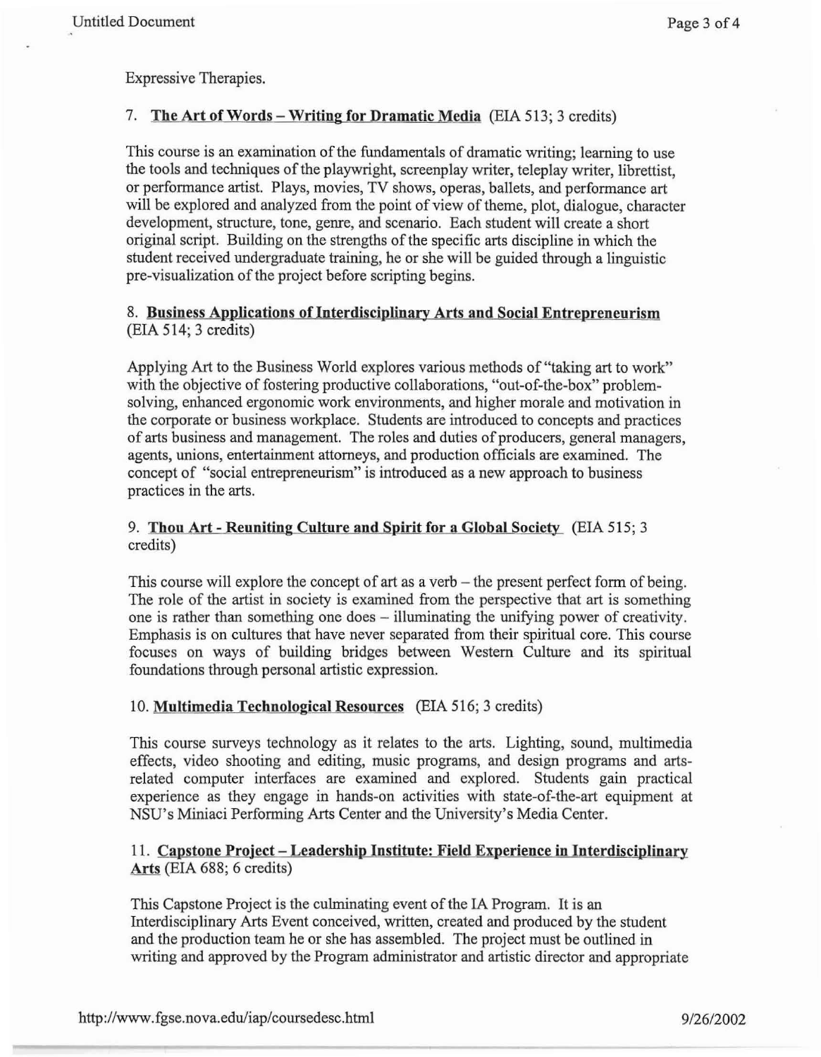Expressive Therapies.

7. **The Art of Words – Writing for Dramatic Media** (EIA 513; 3 credits)

This course is an examination of the fundamentals of dramatic writing; learning to use the tools and techniques of the playwright, screenplay writer, teleplay writer, librettist, or performance artist. Plays, movies, TV shows, operas, ballets, and performance art will be explored and analyzed from the point of view of theme, plot, dialogue, character development, structure, tone, genre, and scenario. Each student will create a short original script. Building on the strengths of the specific arts discipline in which the student received undergraduate training, he or she will be guided through a linguistic pre-visualization of the project before scripting begins.

8. **Business Applications of Interdisciplinary Arts and Social Entrepreneurism** (EIA 514; 3 credits)

Applying Art to the Business World explores various methods of "taking art to work" with the objective of fostering productive collaborations, "out-of-the-box" problem-solving, enhanced ergonomic work environments, and higher morale and motivation in the corporate or business workplace. Students are introduced to concepts and practices of arts business and management. The roles and duties of producers, general managers, agents, unions, entertainment attorneys, and production officials are examined. The concept of "social entrepreneurism" is introduced as a new approach to business practices in the arts.

9. **Thou Art - Reuniting Culture and Spirit for a Global Society** (EIA 515; 3 credits)

This course will explore the concept of art as a verb – the present perfect form of being. The role of the artist in society is examined from the perspective that art is something one is rather than something one does – illuminating the unifying power of creativity. Emphasis is on cultures that have never separated from their spiritual core. This course focuses on ways of building bridges between Western Culture and its spiritual foundations through personal artistic expression.

10. **Multimedia Technological Resources** (EIA 516; 3 credits)

This course surveys technology as it relates to the arts. Lighting, sound, multimedia effects, video shooting and editing, music programs, and design programs and arts-related computer interfaces are examined and explored. Students gain practical experience as they engage in hands-on activities with state-of-the-art equipment at NSU's Miniaci Performing Arts Center and the University's Media Center.

11. **Capstone Project – Leadership Institute: Field Experience in Interdisciplinary Arts** (EIA 688; 6 credits)

This Capstone Project is the culminating event of the IA Program. It is an Interdisciplinary Arts Event conceived, written, created and produced by the student and the production team he or she has assembled. The project must be outlined in writing and approved by the Program administrator and artistic director and appropriate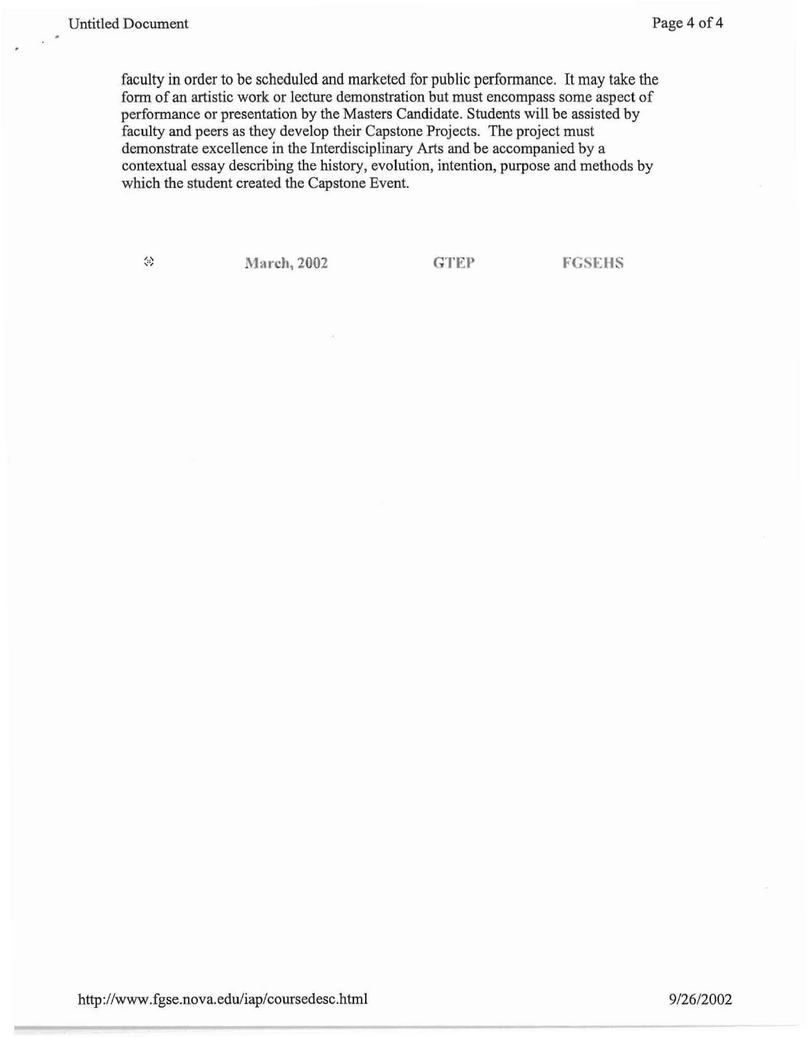faculty in order to be scheduled and marketed for public performance. It may take the form of an artistic work or lecture demonstration but must encompass some aspect of performance or presentation by the Masters Candidate. Students will be assisted by faculty and peers as they develop their Capstone Projects. The project must demonstrate excellence in the Interdisciplinary Arts and be accompanied by a contextual essay describing the history, evolution, intention, purpose and methods by which the student created the Capstone Event.

March, 2002 GTEP FGSEHS